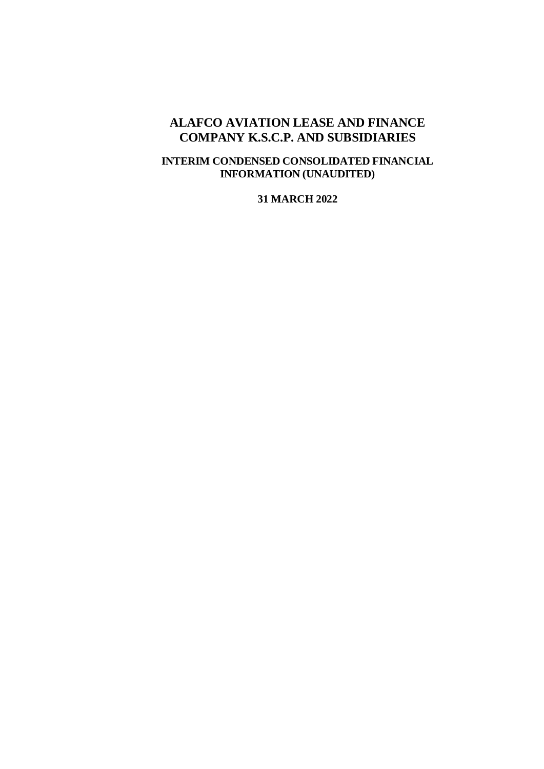# ALAFCO AVIATION LEASE AND FINANCE COMPANY K.S.C.P. AND SUBSIDIARIES

## INTERIM CONDENSED CONSOLIDATED FINANCIAL INFORMATION (UNAUDITED)

**31 MARCH 2022**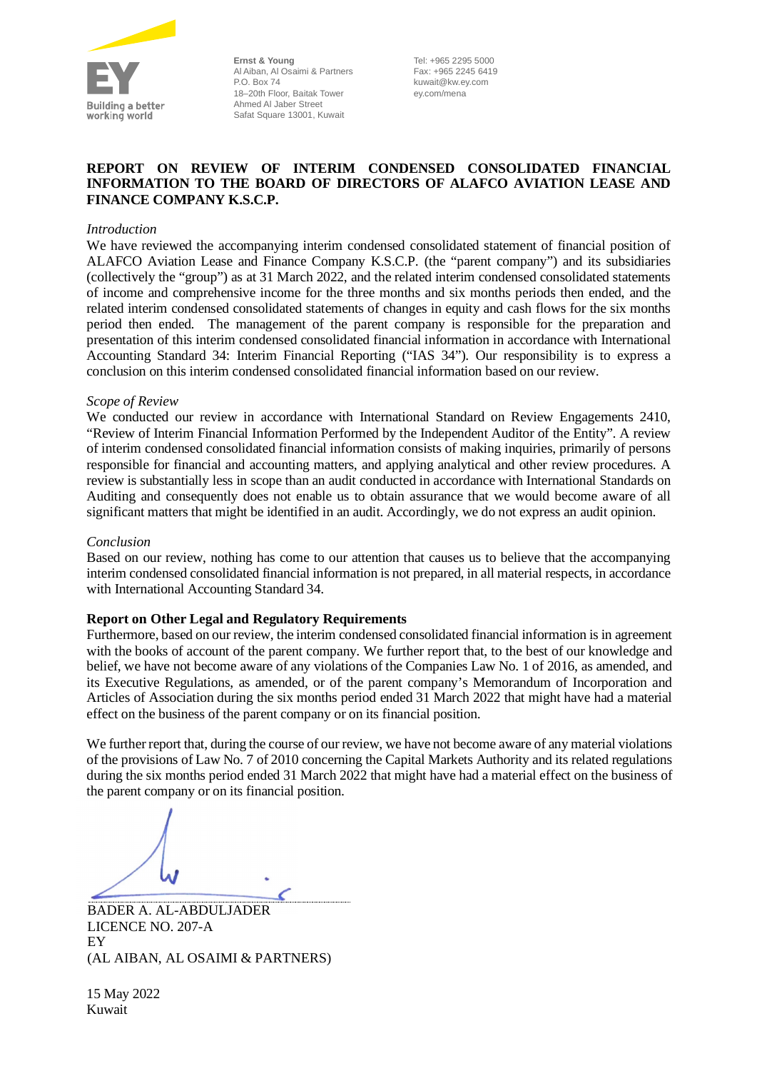Ernst & Young
Al Aiban, Al Osaimi & Partners
P.O. Box 74
18–20th Floor, Baitak Tower
Ahmed Al Jaber Street
Safat Square 13001, Kuwait

Tel: +965 2295 5000
Fax: +965 2245 6419
kuwait@kw.ey.com
ey.com/mena

**REPORT ON REVIEW OF INTERIM CONDENSED CONSOLIDATED FINANCIAL INFORMATION TO THE BOARD OF DIRECTORS OF ALAFCO AVIATION LEASE AND FINANCE COMPANY K.S.C.P.**

*Introduction*

We have reviewed the accompanying interim condensed consolidated statement of financial position of ALAFCO Aviation Lease and Finance Company K.S.C.P. (the "parent company") and its subsidiaries (collectively the "group") as at 31 March 2022, and the related interim condensed consolidated statements of income and comprehensive income for the three months and six months periods then ended, and the related interim condensed consolidated statements of changes in equity and cash flows for the six months period then ended. The management of the parent company is responsible for the preparation and presentation of this interim condensed consolidated financial information in accordance with International Accounting Standard 34: Interim Financial Reporting ("IAS 34"). Our responsibility is to express a conclusion on this interim condensed consolidated financial information based on our review.

*Scope of Review*

We conducted our review in accordance with International Standard on Review Engagements 2410, "Review of Interim Financial Information Performed by the Independent Auditor of the Entity". A review of interim condensed consolidated financial information consists of making inquiries, primarily of persons responsible for financial and accounting matters, and applying analytical and other review procedures. A review is substantially less in scope than an audit conducted in accordance with International Standards on Auditing and consequently does not enable us to obtain assurance that we would become aware of all significant matters that might be identified in an audit. Accordingly, we do not express an audit opinion.

*Conclusion*

Based on our review, nothing has come to our attention that causes us to believe that the accompanying interim condensed consolidated financial information is not prepared, in all material respects, in accordance with International Accounting Standard 34.

**Report on Other Legal and Regulatory Requirements**

Furthermore, based on our review, the interim condensed consolidated financial information is in agreement with the books of account of the parent company. We further report that, to the best of our knowledge and belief, we have not become aware of any violations of the Companies Law No. 1 of 2016, as amended, and its Executive Regulations, as amended, or of the parent company's Memorandum of Incorporation and Articles of Association during the six months period ended 31 March 2022 that might have had a material effect on the business of the parent company or on its financial position.

We further report that, during the course of our review, we have not become aware of any material violations of the provisions of Law No. 7 of 2010 concerning the Capital Markets Authority and its related regulations during the six months period ended 31 March 2022 that might have had a material effect on the business of the parent company or on its financial position.

BADER A. AL-ABDULJADER
LICENCE NO. 207-A
EY
(AL AIBAN, AL OSAIMI & PARTNERS)

15 May 2022
Kuwait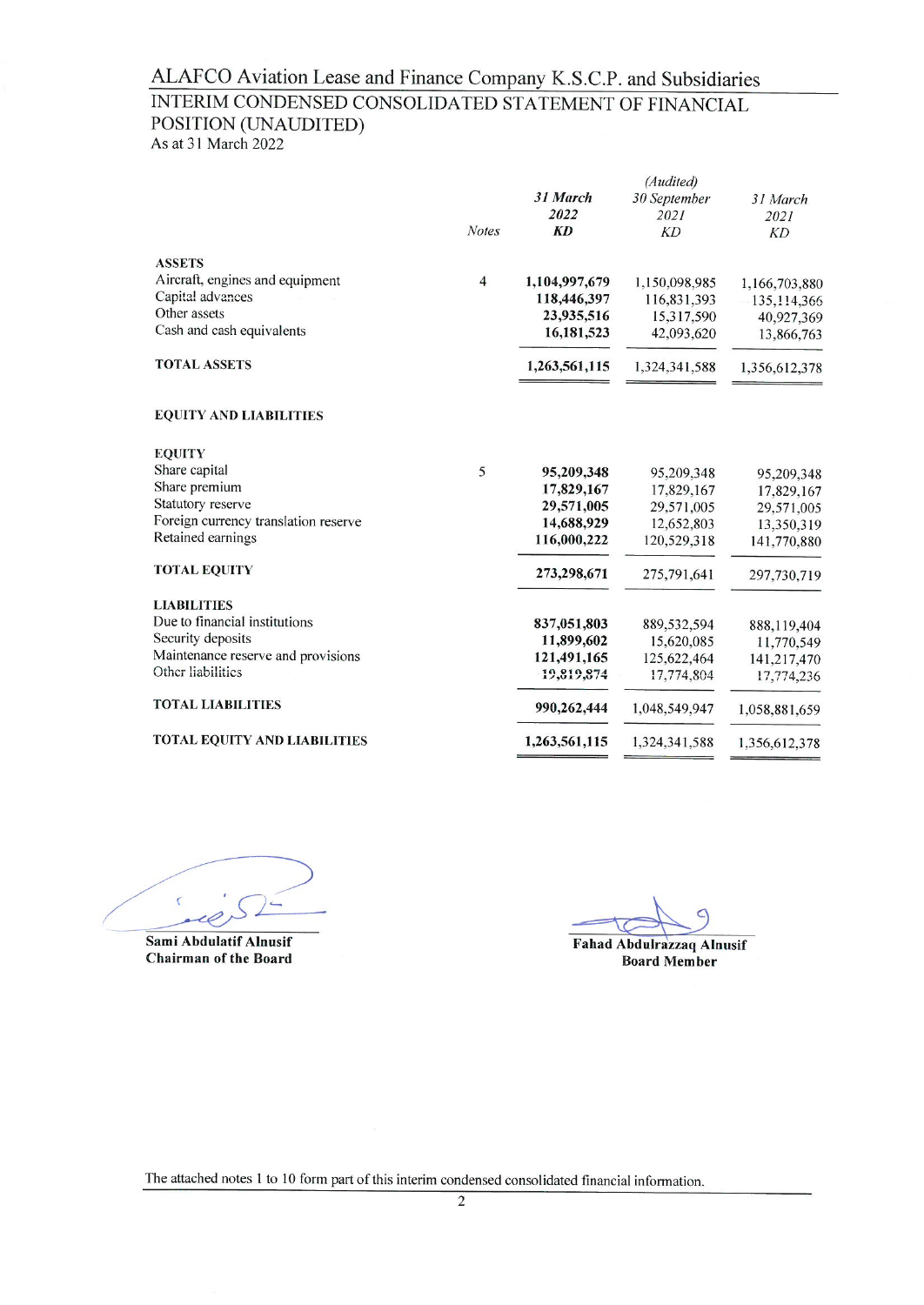# ALAFCO Aviation Lease and Finance Company K.S.C.P. and Subsidiaries

## INTERIM CONDENSED CONSOLIDATED STATEMENT OF FINANCIAL POSITION (UNAUDITED)

As at 31 March 2022

| | Notes | 31 March 2022 KD | (Audited) 30 September 2021 KD | 31 March 2021 KD |
|---|---|---|---|---|
| **ASSETS** | | | | |
| Aircraft, engines and equipment | 4 | **1,104,997,679** | 1,150,098,985 | 1,166,703,880 |
| Capital advances | | **118,446,397** | 116,831,393 | 135,114,366 |
| Other assets | | **23,935,516** | 15,317,590 | 40,927,369 |
| Cash and cash equivalents | | **16,181,523** | 42,093,620 | 13,866,763 |
| **TOTAL ASSETS** | | **1,263,561,115** | 1,324,341,588 | 1,356,612,378 |
| **EQUITY AND LIABILITIES** | | | | |
| **EQUITY** | | | | |
| Share capital | 5 | **95,209,348** | 95,209,348 | 95,209,348 |
| Share premium | | **17,829,167** | 17,829,167 | 17,829,167 |
| Statutory reserve | | **29,571,005** | 29,571,005 | 29,571,005 |
| Foreign currency translation reserve | | **14,688,929** | 12,652,803 | 13,350,319 |
| Retained earnings | | **116,000,222** | 120,529,318 | 141,770,880 |
| **TOTAL EQUITY** | | **273,298,671** | 275,791,641 | 297,730,719 |
| **LIABILITIES** | | | | |
| Due to financial institutions | | **837,051,803** | 889,532,594 | 888,119,404 |
| Security deposits | | **11,899,602** | 15,620,085 | 11,770,549 |
| Maintenance reserve and provisions | | **121,491,165** | 125,622,464 | 141,217,470 |
| Other liabilities | | **19,819,874** | 17,774,804 | 17,774,236 |
| **TOTAL LIABILITIES** | | **990,262,444** | 1,048,549,947 | 1,058,881,659 |
| **TOTAL EQUITY AND LIABILITIES** | | **1,263,561,115** | 1,324,341,588 | 1,356,612,378 |

**Sami Abdulatif Alnusif**
**Chairman of the Board**

**Fahad Abdulrazzaq Alnusif**
**Board Member**

The attached notes 1 to 10 form part of this interim condensed consolidated financial information.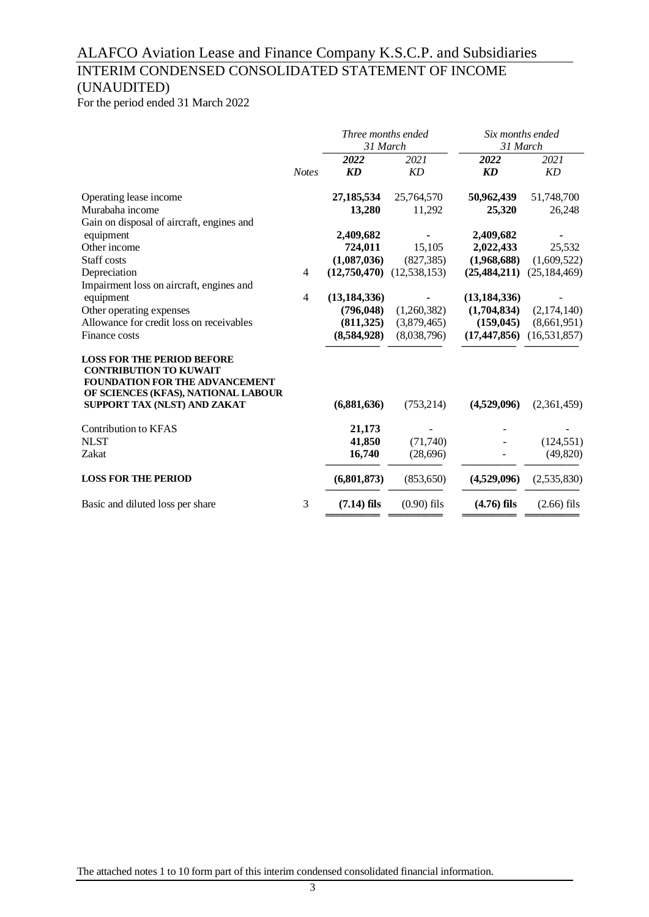# ALAFCO Aviation Lease and Finance Company K.S.C.P. and Subsidiaries

## INTERIM CONDENSED CONSOLIDATED STATEMENT OF INCOME (UNAUDITED)

For the period ended 31 March 2022

| | | *Three months ended 31 March* | | *Six months ended 31 March* | |
|---|---|---|---|---|---|
| | | ***2022*** | *2021* | ***2022*** | *2021* |
| | *Notes* | ***KD*** | *KD* | ***KD*** | *KD* |
| Operating lease income | | **27,185,534** | 25,764,570 | **50,962,439** | 51,748,700 |
| Murabaha income | | **13,280** | 11,292 | **25,320** | 26,248 |
| Gain on disposal of aircraft, engines and equipment | | **2,409,682** | - | **2,409,682** | - |
| Other income | | **724,011** | 15,105 | **2,022,433** | 25,532 |
| Staff costs | | **(1,087,036)** | (827,385) | **(1,968,688)** | (1,609,522) |
| Depreciation | 4 | **(12,750,470)** | (12,538,153) | **(25,484,211)** | (25,184,469) |
| Impairment loss on aircraft, engines and equipment | 4 | **(13,184,336)** | - | **(13,184,336)** | - |
| Other operating expenses | | **(796,048)** | (1,260,382) | **(1,704,834)** | (2,174,140) |
| Allowance for credit loss on receivables | | **(811,325)** | (3,879,465) | **(159,045)** | (8,661,951) |
| Finance costs | | **(8,584,928)** | (8,038,796) | **(17,447,856)** | (16,531,857) |
| **LOSS FOR THE PERIOD BEFORE CONTRIBUTION TO KUWAIT FOUNDATION FOR THE ADVANCEMENT OF SCIENCES (KFAS), NATIONAL LABOUR SUPPORT TAX (NLST) AND ZAKAT** | | **(6,881,636)** | (753,214) | **(4,529,096)** | (2,361,459) |
| Contribution to KFAS | | **21,173** | - | **-** | - |
| NLST | | **41,850** | (71,740) | **-** | (124,551) |
| Zakat | | **16,740** | (28,696) | **-** | (49,820) |
| **LOSS FOR THE PERIOD** | | **(6,801,873)** | (853,650) | **(4,529,096)** | (2,535,830) |
| Basic and diluted loss per share | 3 | **(7.14) fils** | (0.90) fils | **(4.76) fils** | (2.66) fils |

The attached notes 1 to 10 form part of this interim condensed consolidated financial information.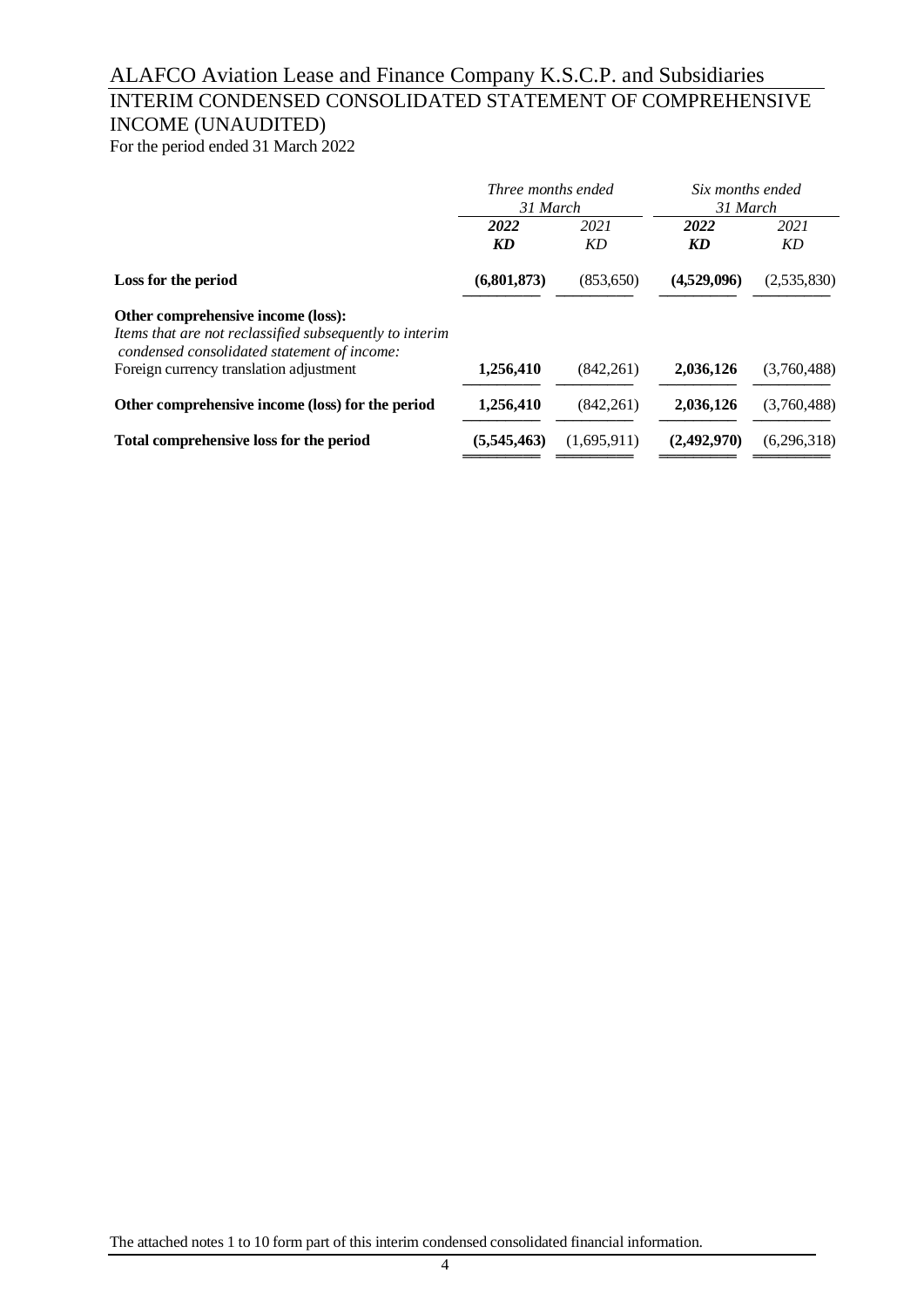# ALAFCO Aviation Lease and Finance Company K.S.C.P. and Subsidiaries

## INTERIM CONDENSED CONSOLIDATED STATEMENT OF COMPREHENSIVE INCOME (UNAUDITED)

For the period ended 31 March 2022

| | *Three months ended 31 March* | | *Six months ended 31 March* | |
|---|---|---|---|---|
| | ***2022*** | *2021* | ***2022*** | *2021* |
| | ***KD*** | *KD* | ***KD*** | *KD* |
| **Loss for the period** | **(6,801,873)** | (853,650) | **(4,529,096)** | (2,535,830) |
| **Other comprehensive income (loss):** | | | | |
| *Items that are not reclassified subsequently to interim condensed consolidated statement of income:* | | | | |
| Foreign currency translation adjustment | **1,256,410** | (842,261) | **2,036,126** | (3,760,488) |
| **Other comprehensive income (loss) for the period** | **1,256,410** | (842,261) | **2,036,126** | (3,760,488) |
| **Total comprehensive loss for the period** | **(5,545,463)** | (1,695,911) | **(2,492,970)** | (6,296,318) |

The attached notes 1 to 10 form part of this interim condensed consolidated financial information.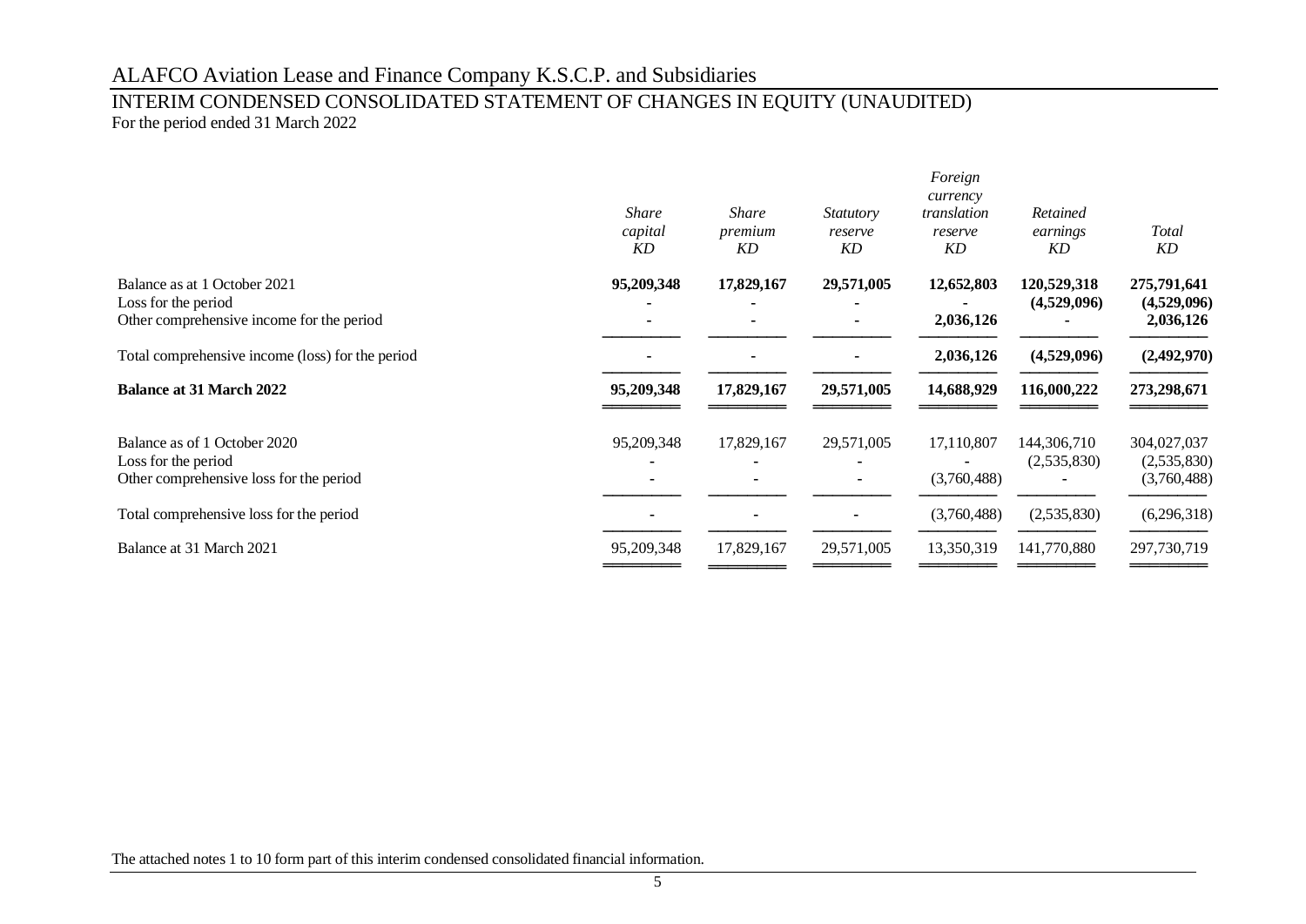ALAFCO Aviation Lease and Finance Company K.S.C.P. and Subsidiaries

# INTERIM CONDENSED CONSOLIDATED STATEMENT OF CHANGES IN EQUITY (UNAUDITED)

For the period ended 31 March 2022

| | *Share capital KD* | *Share premium KD* | *Statutory reserve KD* | *Foreign currency translation reserve KD* | *Retained earnings KD* | *Total KD* |
|---|---|---|---|---|---|---|
| Balance as at 1 October 2021 | **95,209,348** | **17,829,167** | **29,571,005** | **12,652,803** | **120,529,318** | **275,791,641** |
| Loss for the period | - | - | - | - | **(4,529,096)** | **(4,529,096)** |
| Other comprehensive income for the period | - | - | - | **2,036,126** | - | **2,036,126** |
| Total comprehensive income (loss) for the period | - | - | - | **2,036,126** | **(4,529,096)** | **(2,492,970)** |
| **Balance at 31 March 2022** | **95,209,348** | **17,829,167** | **29,571,005** | **14,688,929** | **116,000,222** | **273,298,671** |
| Balance as of 1 October 2020 | 95,209,348 | 17,829,167 | 29,571,005 | 17,110,807 | 144,306,710 | 304,027,037 |
| Loss for the period | - | - | - | - | (2,535,830) | (2,535,830) |
| Other comprehensive loss for the period | - | - | - | (3,760,488) | - | (3,760,488) |
| Total comprehensive loss for the period | - | - | - | (3,760,488) | (2,535,830) | (6,296,318) |
| Balance at 31 March 2021 | 95,209,348 | 17,829,167 | 29,571,005 | 13,350,319 | 141,770,880 | 297,730,719 |

The attached notes 1 to 10 form part of this interim condensed consolidated financial information.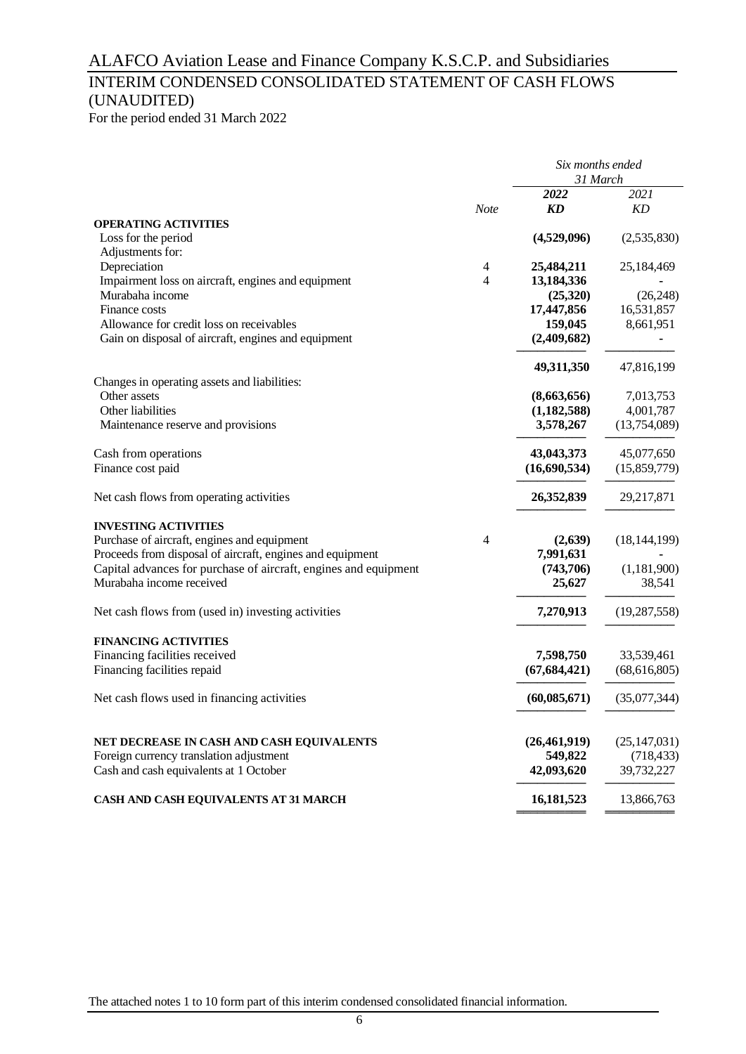# ALAFCO Aviation Lease and Finance Company K.S.C.P. and Subsidiaries

## INTERIM CONDENSED CONSOLIDATED STATEMENT OF CASH FLOWS (UNAUDITED)

For the period ended 31 March 2022

| | | *Six months ended 31 March* | |
|---|---|---|---|
| | | ***2022*** | *2021* |
| | *Note* | ***KD*** | *KD* |
| **OPERATING ACTIVITIES** | | | |
| Loss for the period | | **(4,529,096)** | (2,535,830) |
| Adjustments for: | | | |
| Depreciation | 4 | **25,484,211** | 25,184,469 |
| Impairment loss on aircraft, engines and equipment | 4 | **13,184,336** | - |
| Murabaha income | | **(25,320)** | (26,248) |
| Finance costs | | **17,447,856** | 16,531,857 |
| Allowance for credit loss on receivables | | **159,045** | 8,661,951 |
| Gain on disposal of aircraft, engines and equipment | | **(2,409,682)** | - |
| | | **49,311,350** | 47,816,199 |
| Changes in operating assets and liabilities: | | | |
| Other assets | | **(8,663,656)** | 7,013,753 |
| Other liabilities | | **(1,182,588)** | 4,001,787 |
| Maintenance reserve and provisions | | **3,578,267** | (13,754,089) |
| Cash from operations | | **43,043,373** | 45,077,650 |
| Finance cost paid | | **(16,690,534)** | (15,859,779) |
| Net cash flows from operating activities | | **26,352,839** | 29,217,871 |
| **INVESTING ACTIVITIES** | | | |
| Purchase of aircraft, engines and equipment | 4 | **(2,639)** | (18,144,199) |
| Proceeds from disposal of aircraft, engines and equipment | | **7,991,631** | - |
| Capital advances for purchase of aircraft, engines and equipment | | **(743,706)** | (1,181,900) |
| Murabaha income received | | **25,627** | 38,541 |
| Net cash flows from (used in) investing activities | | **7,270,913** | (19,287,558) |
| **FINANCING ACTIVITIES** | | | |
| Financing facilities received | | **7,598,750** | 33,539,461 |
| Financing facilities repaid | | **(67,684,421)** | (68,616,805) |
| Net cash flows used in financing activities | | **(60,085,671)** | (35,077,344) |
| **NET DECREASE IN CASH AND CASH EQUIVALENTS** | | **(26,461,919)** | (25,147,031) |
| Foreign currency translation adjustment | | **549,822** | (718,433) |
| Cash and cash equivalents at 1 October | | **42,093,620** | 39,732,227 |
| **CASH AND CASH EQUIVALENTS AT 31 MARCH** | | **16,181,523** | 13,866,763 |

The attached notes 1 to 10 form part of this interim condensed consolidated financial information.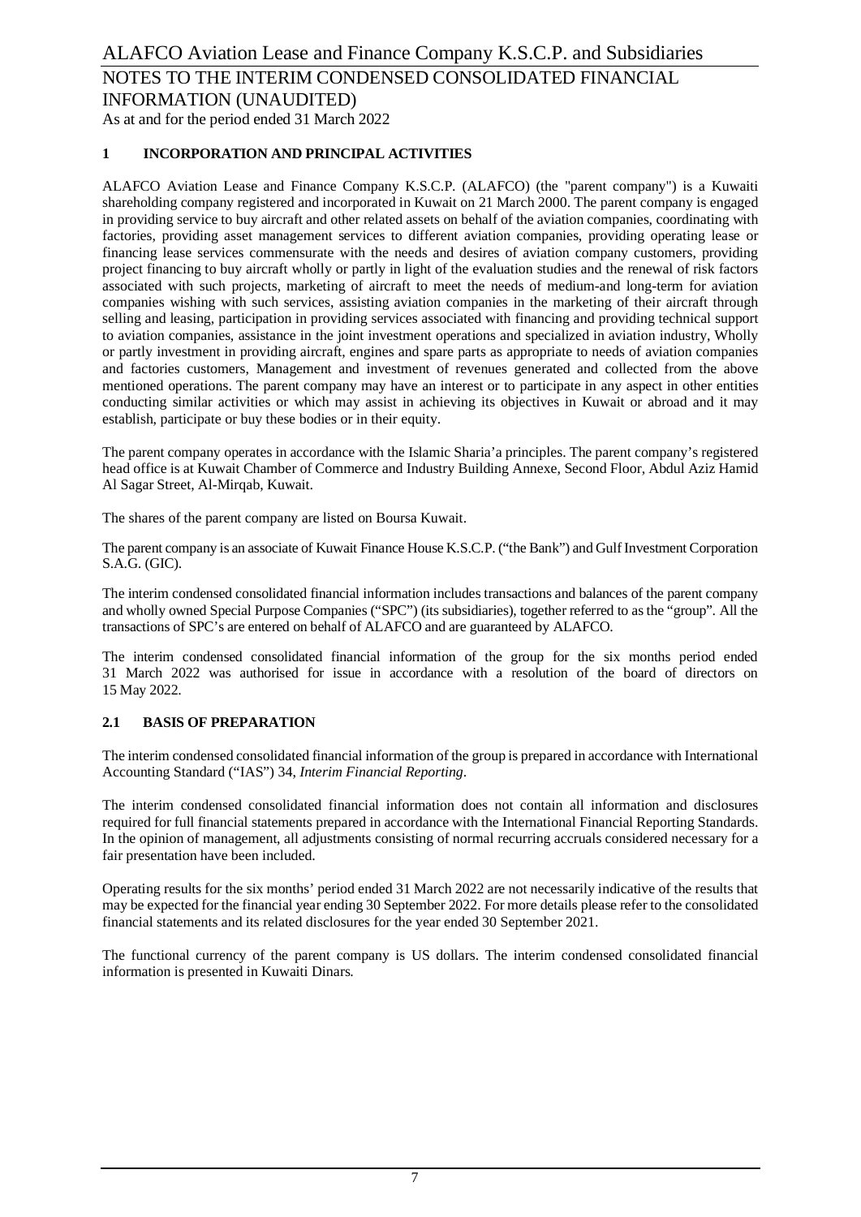## 1 INCORPORATION AND PRINCIPAL ACTIVITIES

ALAFCO Aviation Lease and Finance Company K.S.C.P. (ALAFCO) (the "parent company") is a Kuwaiti shareholding company registered and incorporated in Kuwait on 21 March 2000. The parent company is engaged in providing service to buy aircraft and other related assets on behalf of the aviation companies, coordinating with factories, providing asset management services to different aviation companies, providing operating lease or financing lease services commensurate with the needs and desires of aviation company customers, providing project financing to buy aircraft wholly or partly in light of the evaluation studies and the renewal of risk factors associated with such projects, marketing of aircraft to meet the needs of medium-and long-term for aviation companies wishing with such services, assisting aviation companies in the marketing of their aircraft through selling and leasing, participation in providing services associated with financing and providing technical support to aviation companies, assistance in the joint investment operations and specialized in aviation industry, Wholly or partly investment in providing aircraft, engines and spare parts as appropriate to needs of aviation companies and factories customers, Management and investment of revenues generated and collected from the above mentioned operations. The parent company may have an interest or to participate in any aspect in other entities conducting similar activities or which may assist in achieving its objectives in Kuwait or abroad and it may establish, participate or buy these bodies or in their equity.

The parent company operates in accordance with the Islamic Sharia'a principles. The parent company's registered head office is at Kuwait Chamber of Commerce and Industry Building Annexe, Second Floor, Abdul Aziz Hamid Al Sagar Street, Al-Mirqab, Kuwait.

The shares of the parent company are listed on Boursa Kuwait.

The parent company is an associate of Kuwait Finance House K.S.C.P. ("the Bank") and Gulf Investment Corporation S.A.G. (GIC).

The interim condensed consolidated financial information includes transactions and balances of the parent company and wholly owned Special Purpose Companies ("SPC") (its subsidiaries), together referred to as the "group". All the transactions of SPC's are entered on behalf of ALAFCO and are guaranteed by ALAFCO.

The interim condensed consolidated financial information of the group for the six months period ended 31 March 2022 was authorised for issue in accordance with a resolution of the board of directors on 15 May 2022.

## 2.1 BASIS OF PREPARATION

The interim condensed consolidated financial information of the group is prepared in accordance with International Accounting Standard ("IAS") 34, *Interim Financial Reporting*.

The interim condensed consolidated financial information does not contain all information and disclosures required for full financial statements prepared in accordance with the International Financial Reporting Standards. In the opinion of management, all adjustments consisting of normal recurring accruals considered necessary for a fair presentation have been included.

Operating results for the six months' period ended 31 March 2022 are not necessarily indicative of the results that may be expected for the financial year ending 30 September 2022. For more details please refer to the consolidated financial statements and its related disclosures for the year ended 30 September 2021.

The functional currency of the parent company is US dollars. The interim condensed consolidated financial information is presented in Kuwaiti Dinars.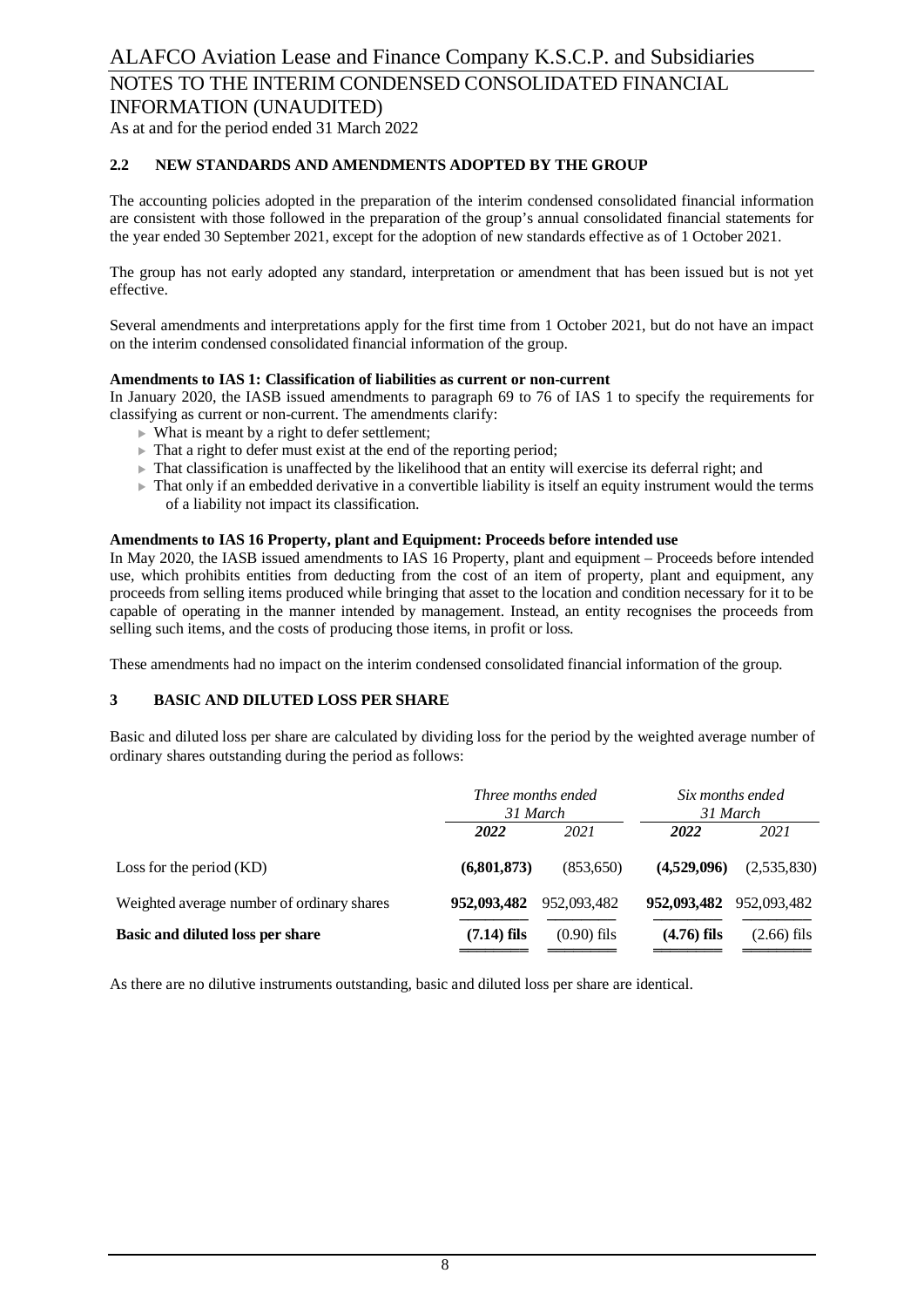## 2.2 NEW STANDARDS AND AMENDMENTS ADOPTED BY THE GROUP

The accounting policies adopted in the preparation of the interim condensed consolidated financial information are consistent with those followed in the preparation of the group's annual consolidated financial statements for the year ended 30 September 2021, except for the adoption of new standards effective as of 1 October 2021.

The group has not early adopted any standard, interpretation or amendment that has been issued but is not yet effective.

Several amendments and interpretations apply for the first time from 1 October 2021, but do not have an impact on the interim condensed consolidated financial information of the group.

**Amendments to IAS 1: Classification of liabilities as current or non-current**

In January 2020, the IASB issued amendments to paragraph 69 to 76 of IAS 1 to specify the requirements for classifying as current or non-current. The amendments clarify:

- What is meant by a right to defer settlement;
- That a right to defer must exist at the end of the reporting period;
- That classification is unaffected by the likelihood that an entity will exercise its deferral right; and
- That only if an embedded derivative in a convertible liability is itself an equity instrument would the terms of a liability not impact its classification.

**Amendments to IAS 16 Property, plant and Equipment: Proceeds before intended use**

In May 2020, the IASB issued amendments to IAS 16 Property, plant and equipment – Proceeds before intended use, which prohibits entities from deducting from the cost of an item of property, plant and equipment, any proceeds from selling items produced while bringing that asset to the location and condition necessary for it to be capable of operating in the manner intended by management. Instead, an entity recognises the proceeds from selling such items, and the costs of producing those items, in profit or loss.

These amendments had no impact on the interim condensed consolidated financial information of the group.

## 3 BASIC AND DILUTED LOSS PER SHARE

Basic and diluted loss per share are calculated by dividing loss for the period by the weighted average number of ordinary shares outstanding during the period as follows:

| | *Three months ended 31 March* | | *Six months ended 31 March* | |
|---|---|---|---|---|
| | ***2022*** | *2021* | ***2022*** | *2021* |
| Loss for the period (KD) | **(6,801,873)** | (853,650) | **(4,529,096)** | (2,535,830) |
| Weighted average number of ordinary shares | **952,093,482** | 952,093,482 | **952,093,482** | 952,093,482 |
| **Basic and diluted loss per share** | **(7.14) fils** | (0.90) fils | **(4.76) fils** | (2.66) fils |

As there are no dilutive instruments outstanding, basic and diluted loss per share are identical.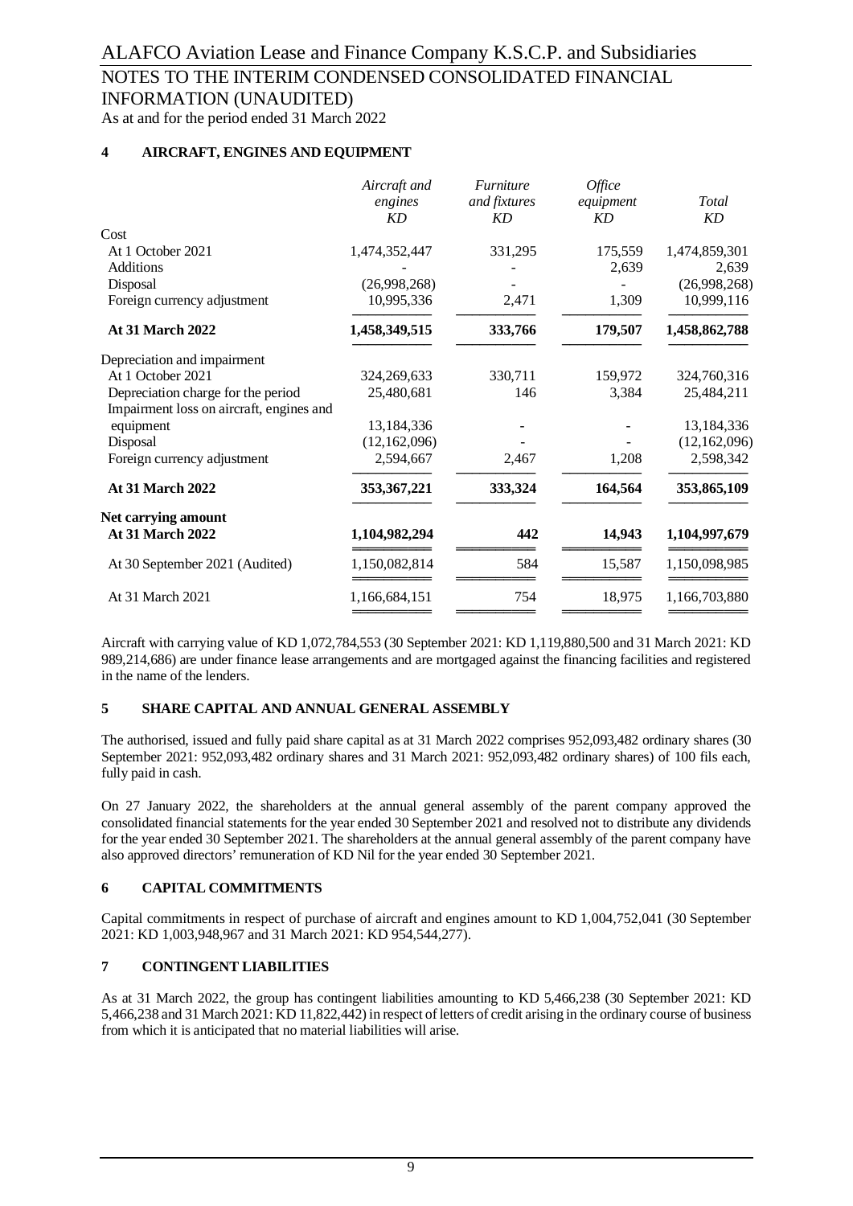ALAFCO Aviation Lease and Finance Company K.S.C.P. and Subsidiaries

NOTES TO THE INTERIM CONDENSED CONSOLIDATED FINANCIAL INFORMATION (UNAUDITED)

As at and for the period ended 31 March 2022

## 4 AIRCRAFT, ENGINES AND EQUIPMENT

| | *Aircraft and engines KD* | *Furniture and fixtures KD* | *Office equipment KD* | *Total KD* |
|---|---|---|---|---|
| Cost | | | | |
| At 1 October 2021 | 1,474,352,447 | 331,295 | 175,559 | 1,474,859,301 |
| Additions | - | - | 2,639 | 2,639 |
| Disposal | (26,998,268) | - | - | (26,998,268) |
| Foreign currency adjustment | 10,995,336 | 2,471 | 1,309 | 10,999,116 |
| **At 31 March 2022** | **1,458,349,515** | **333,766** | **179,507** | **1,458,862,788** |
| Depreciation and impairment | | | | |
| At 1 October 2021 | 324,269,633 | 330,711 | 159,972 | 324,760,316 |
| Depreciation charge for the period | 25,480,681 | 146 | 3,384 | 25,484,211 |
| Impairment loss on aircraft, engines and equipment | 13,184,336 | - | - | 13,184,336 |
| Disposal | (12,162,096) | - | - | (12,162,096) |
| Foreign currency adjustment | 2,594,667 | 2,467 | 1,208 | 2,598,342 |
| **At 31 March 2022** | **353,367,221** | **333,324** | **164,564** | **353,865,109** |
| **Net carrying amount** | | | | |
| **At 31 March 2022** | **1,104,982,294** | **442** | **14,943** | **1,104,997,679** |
| At 30 September 2021 (Audited) | 1,150,082,814 | 584 | 15,587 | 1,150,098,985 |
| At 31 March 2021 | 1,166,684,151 | 754 | 18,975 | 1,166,703,880 |

Aircraft with carrying value of KD 1,072,784,553 (30 September 2021: KD 1,119,880,500 and 31 March 2021: KD 989,214,686) are under finance lease arrangements and are mortgaged against the financing facilities and registered in the name of the lenders.

## 5 SHARE CAPITAL AND ANNUAL GENERAL ASSEMBLY

The authorised, issued and fully paid share capital as at 31 March 2022 comprises 952,093,482 ordinary shares (30 September 2021: 952,093,482 ordinary shares and 31 March 2021: 952,093,482 ordinary shares) of 100 fils each, fully paid in cash.

On 27 January 2022, the shareholders at the annual general assembly of the parent company approved the consolidated financial statements for the year ended 30 September 2021 and resolved not to distribute any dividends for the year ended 30 September 2021. The shareholders at the annual general assembly of the parent company have also approved directors' remuneration of KD Nil for the year ended 30 September 2021.

## 6 CAPITAL COMMITMENTS

Capital commitments in respect of purchase of aircraft and engines amount to KD 1,004,752,041 (30 September 2021: KD 1,003,948,967 and 31 March 2021: KD 954,544,277).

## 7 CONTINGENT LIABILITIES

As at 31 March 2022, the group has contingent liabilities amounting to KD 5,466,238 (30 September 2021: KD 5,466,238 and 31 March 2021: KD 11,822,442) in respect of letters of credit arising in the ordinary course of business from which it is anticipated that no material liabilities will arise.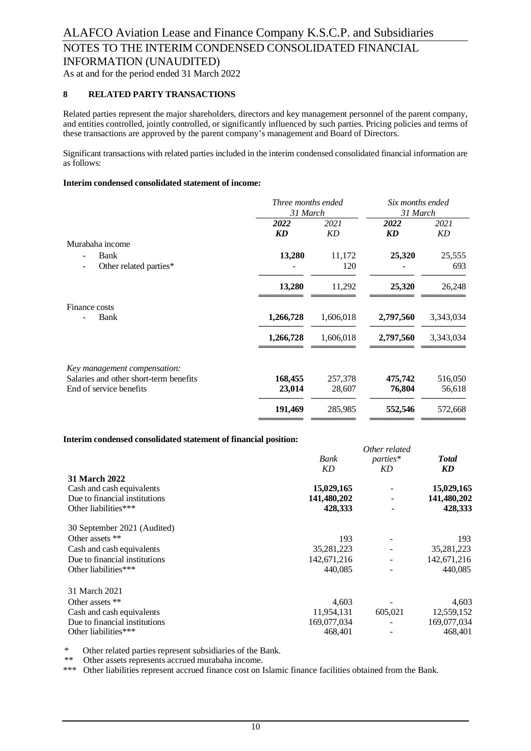## 8 RELATED PARTY TRANSACTIONS

Related parties represent the major shareholders, directors and key management personnel of the parent company, and entities controlled, jointly controlled, or significantly influenced by such parties. Pricing policies and terms of these transactions are approved by the parent company's management and Board of Directors.

Significant transactions with related parties included in the interim condensed consolidated financial information are as follows:

**Interim condensed consolidated statement of income:**

| | *Three months ended 31 March* | | *Six months ended 31 March* | |
|---|---|---|---|---|
| | ***2022*** | *2021* | ***2022*** | *2021* |
| | ***KD*** | *KD* | ***KD*** | *KD* |
| Murabaha income | | | | |
| - Bank | **13,280** | 11,172 | **25,320** | 25,555 |
| - Other related parties* | **-** | 120 | **-** | 693 |
| | **13,280** | 11,292 | **25,320** | 26,248 |
| Finance costs | | | | |
| - Bank | **1,266,728** | 1,606,018 | **2,797,560** | 3,343,034 |
| | **1,266,728** | 1,606,018 | **2,797,560** | 3,343,034 |
| *Key management compensation:* | | | | |
| Salaries and other short-term benefits | **168,455** | 257,378 | **475,742** | 516,050 |
| End of service benefits | **23,014** | 28,607 | **76,804** | 56,618 |
| | **191,469** | 285,985 | **552,546** | 572,668 |

**Interim condensed consolidated statement of financial position:**

| | *Bank* | *Other related parties** | ***Total*** |
|---|---|---|---|
| | *KD* | *KD* | ***KD*** |
| **31 March 2022** | | | |
| Cash and cash equivalents | **15,029,165** | - | **15,029,165** |
| Due to financial institutions | **141,480,202** | - | **141,480,202** |
| Other liabilities*** | **428,333** | - | **428,333** |
| 30 September 2021 (Audited) | | | |
| Other assets ** | 193 | - | 193 |
| Cash and cash equivalents | 35,281,223 | - | 35,281,223 |
| Due to financial institutions | 142,671,216 | - | 142,671,216 |
| Other liabilities*** | 440,085 | - | 440,085 |
| 31 March 2021 | | | |
| Other assets ** | 4,603 | - | 4,603 |
| Cash and cash equivalents | 11,954,131 | 605,021 | 12,559,152 |
| Due to financial institutions | 169,077,034 | - | 169,077,034 |
| Other liabilities*** | 468,401 | - | 468,401 |

\* Other related parties represent subsidiaries of the Bank.
\*\* Other assets represents accrued murabaha income.
\*\*\* Other liabilities represent accrued finance cost on Islamic finance facilities obtained from the Bank.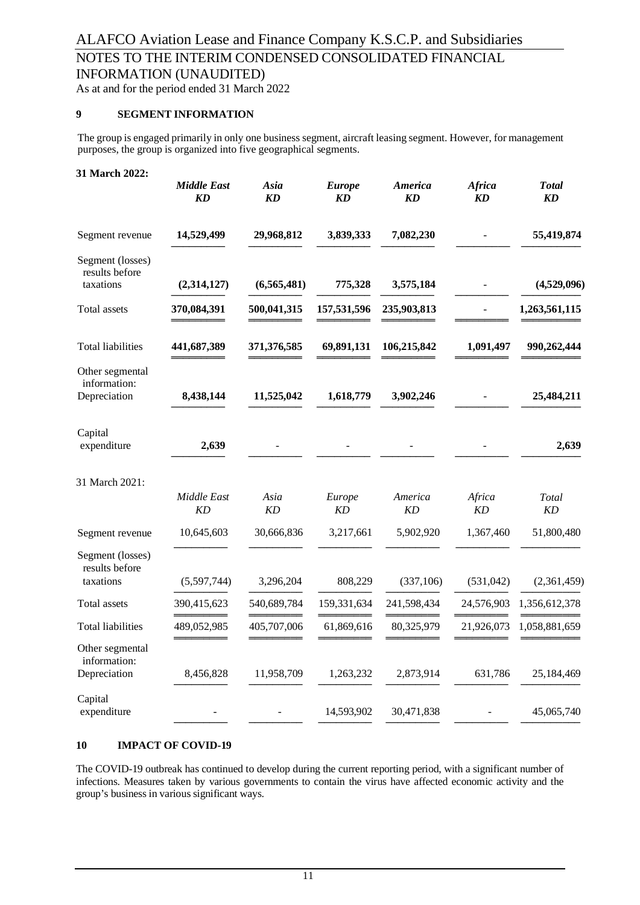## 9 SEGMENT INFORMATION

The group is engaged primarily in only one business segment, aircraft leasing segment. However, for management purposes, the group is organized into five geographical segments.

**31 March 2022:**

| | ***Middle East KD*** | ***Asia KD*** | ***Europe KD*** | ***America KD*** | ***Africa KD*** | ***Total KD*** |
|---|---|---|---|---|---|---|
| Segment revenue | **14,529,499** | **29,968,812** | **3,839,333** | **7,082,230** | - | **55,419,874** |
| Segment (losses) results before taxations | **(2,314,127)** | **(6,565,481)** | **775,328** | **3,575,184** | - | **(4,529,096)** |
| Total assets | **370,084,391** | **500,041,315** | **157,531,596** | **235,903,813** | - | **1,263,561,115** |
| Total liabilities | **441,687,389** | **371,376,585** | **69,891,131** | **106,215,842** | **1,091,497** | **990,262,444** |
| Other segmental information: | | | | | | |
| Depreciation | **8,438,144** | **11,525,042** | **1,618,779** | **3,902,246** | - | **25,484,211** |
| Capital expenditure | **2,639** | - | - | - | - | **2,639** |

31 March 2021:

| | *Middle East KD* | *Asia KD* | *Europe KD* | *America KD* | *Africa KD* | *Total KD* |
|---|---|---|---|---|---|---|
| Segment revenue | 10,645,603 | 30,666,836 | 3,217,661 | 5,902,920 | 1,367,460 | 51,800,480 |
| Segment (losses) results before taxations | (5,597,744) | 3,296,204 | 808,229 | (337,106) | (531,042) | (2,361,459) |
| Total assets | 390,415,623 | 540,689,784 | 159,331,634 | 241,598,434 | 24,576,903 | 1,356,612,378 |
| Total liabilities | 489,052,985 | 405,707,006 | 61,869,616 | 80,325,979 | 21,926,073 | 1,058,881,659 |
| Other segmental information: | | | | | | |
| Depreciation | 8,456,828 | 11,958,709 | 1,263,232 | 2,873,914 | 631,786 | 25,184,469 |
| Capital expenditure | - | - | 14,593,902 | 30,471,838 | - | 45,065,740 |

## 10 IMPACT OF COVID-19

The COVID-19 outbreak has continued to develop during the current reporting period, with a significant number of infections. Measures taken by various governments to contain the virus have affected economic activity and the group's business in various significant ways.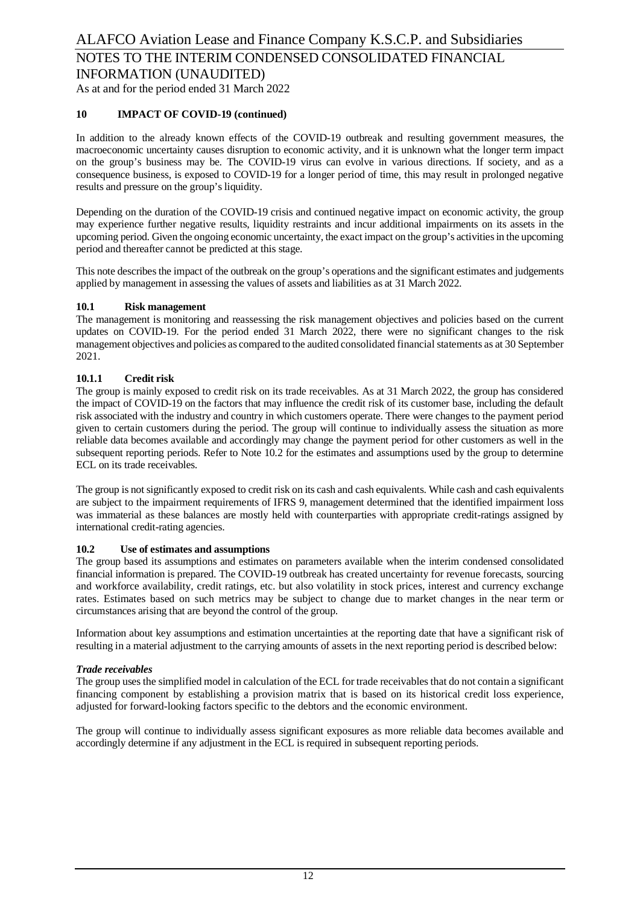## 10 IMPACT OF COVID-19 (continued)

In addition to the already known effects of the COVID-19 outbreak and resulting government measures, the macroeconomic uncertainty causes disruption to economic activity, and it is unknown what the longer term impact on the group's business may be. The COVID-19 virus can evolve in various directions. If society, and as a consequence business, is exposed to COVID-19 for a longer period of time, this may result in prolonged negative results and pressure on the group's liquidity.

Depending on the duration of the COVID-19 crisis and continued negative impact on economic activity, the group may experience further negative results, liquidity restraints and incur additional impairments on its assets in the upcoming period. Given the ongoing economic uncertainty, the exact impact on the group's activities in the upcoming period and thereafter cannot be predicted at this stage.

This note describes the impact of the outbreak on the group's operations and the significant estimates and judgements applied by management in assessing the values of assets and liabilities as at 31 March 2022.

### 10.1 Risk management

The management is monitoring and reassessing the risk management objectives and policies based on the current updates on COVID-19. For the period ended 31 March 2022, there were no significant changes to the risk management objectives and policies as compared to the audited consolidated financial statements as at 30 September 2021.

#### 10.1.1 Credit risk

The group is mainly exposed to credit risk on its trade receivables. As at 31 March 2022, the group has considered the impact of COVID-19 on the factors that may influence the credit risk of its customer base, including the default risk associated with the industry and country in which customers operate. There were changes to the payment period given to certain customers during the period. The group will continue to individually assess the situation as more reliable data becomes available and accordingly may change the payment period for other customers as well in the subsequent reporting periods. Refer to Note 10.2 for the estimates and assumptions used by the group to determine ECL on its trade receivables.

The group is not significantly exposed to credit risk on its cash and cash equivalents. While cash and cash equivalents are subject to the impairment requirements of IFRS 9, management determined that the identified impairment loss was immaterial as these balances are mostly held with counterparties with appropriate credit-ratings assigned by international credit-rating agencies.

### 10.2 Use of estimates and assumptions

The group based its assumptions and estimates on parameters available when the interim condensed consolidated financial information is prepared. The COVID-19 outbreak has created uncertainty for revenue forecasts, sourcing and workforce availability, credit ratings, etc. but also volatility in stock prices, interest and currency exchange rates. Estimates based on such metrics may be subject to change due to market changes in the near term or circumstances arising that are beyond the control of the group.

Information about key assumptions and estimation uncertainties at the reporting date that have a significant risk of resulting in a material adjustment to the carrying amounts of assets in the next reporting period is described below:

***Trade receivables***

The group uses the simplified model in calculation of the ECL for trade receivables that do not contain a significant financing component by establishing a provision matrix that is based on its historical credit loss experience, adjusted for forward-looking factors specific to the debtors and the economic environment.

The group will continue to individually assess significant exposures as more reliable data becomes available and accordingly determine if any adjustment in the ECL is required in subsequent reporting periods.